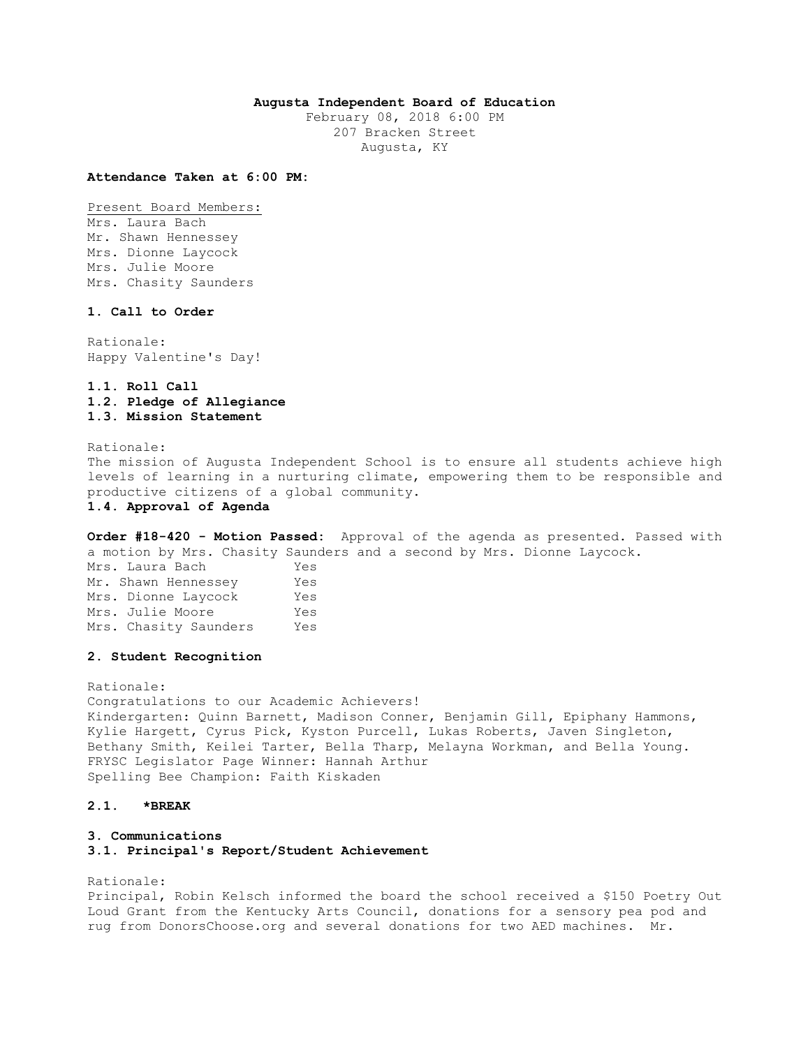# Augusta Independent Board of Education

February 08, 2018 6:00 PM
207 Bracken Street
Augusta, KY

**Attendance Taken at 6:00 PM:**

Present Board Members:
Mrs. Laura Bach
Mr. Shawn Hennessey
Mrs. Dionne Laycock
Mrs. Julie Moore
Mrs. Chasity Saunders

## 1. Call to Order

Rationale:
Happy Valentine's Day!

### 1.1. Roll Call
### 1.2. Pledge of Allegiance
### 1.3. Mission Statement

Rationale:
The mission of Augusta Independent School is to ensure all students achieve high levels of learning in a nurturing climate, empowering them to be responsible and productive citizens of a global community.

### 1.4. Approval of Agenda

**Order #18-420 - Motion Passed:** Approval of the agenda as presented. Passed with a motion by Mrs. Chasity Saunders and a second by Mrs. Dionne Laycock.

| | |
|---|---|
| Mrs. Laura Bach | Yes |
| Mr. Shawn Hennessey | Yes |
| Mrs. Dionne Laycock | Yes |
| Mrs. Julie Moore | Yes |
| Mrs. Chasity Saunders | Yes |

## 2. Student Recognition

Rationale:
Congratulations to our Academic Achievers!
Kindergarten: Quinn Barnett, Madison Conner, Benjamin Gill, Epiphany Hammons, Kylie Hargett, Cyrus Pick, Kyston Purcell, Lukas Roberts, Javen Singleton, Bethany Smith, Keilei Tarter, Bella Tharp, Melayna Workman, and Bella Young.
FRYSC Legislator Page Winner: Hannah Arthur
Spelling Bee Champion: Faith Kiskaden

### 2.1. *BREAK

## 3. Communications

### 3.1. Principal's Report/Student Achievement

Rationale:
Principal, Robin Kelsch informed the board the school received a $150 Poetry Out Loud Grant from the Kentucky Arts Council, donations for a sensory pea pod and rug from DonorsChoose.org and several donations for two AED machines. Mr.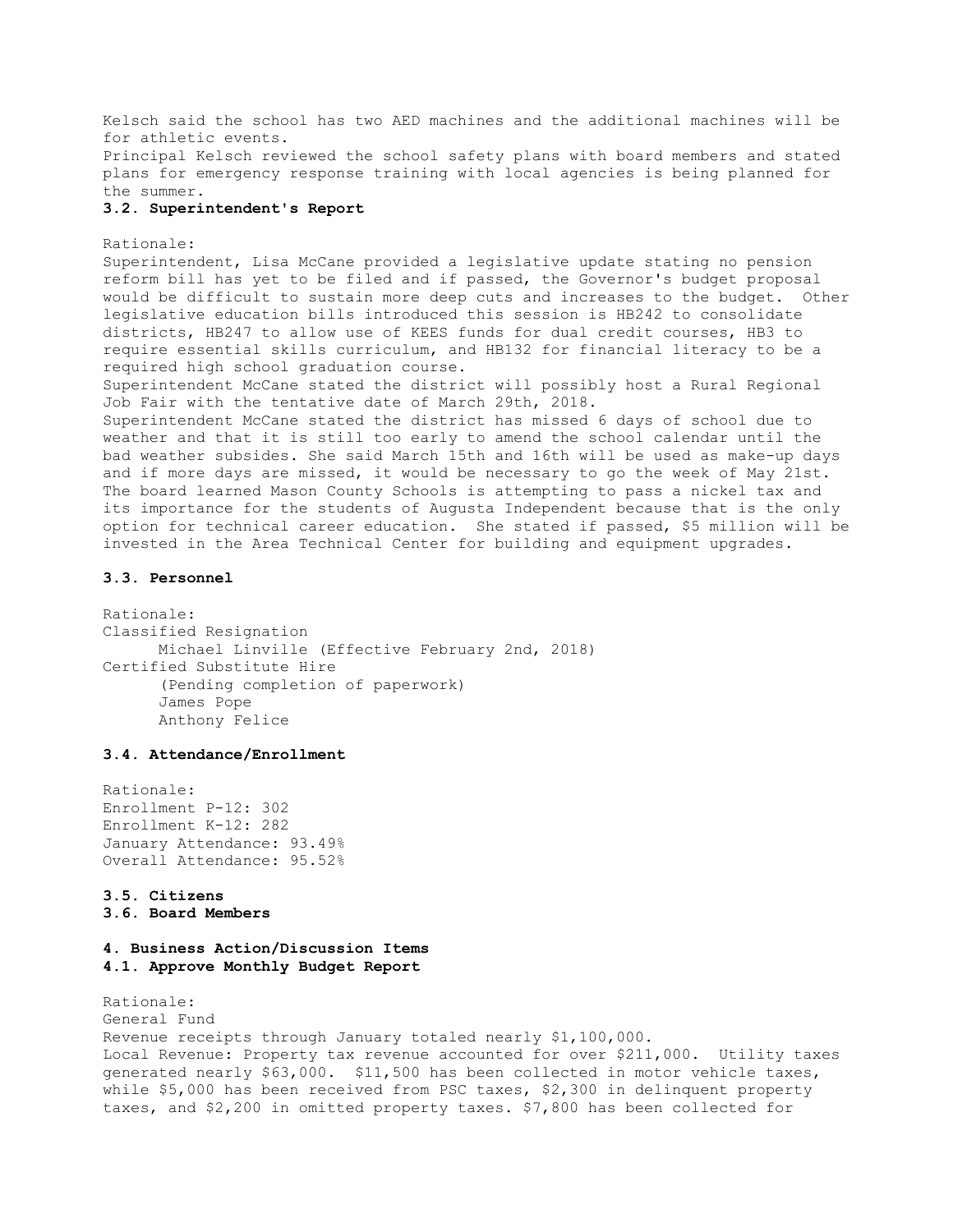Kelsch said the school has two AED machines and the additional machines will be for athletic events.
Principal Kelsch reviewed the school safety plans with board members and stated plans for emergency response training with local agencies is being planned for the summer.

**3.2. Superintendent's Report**

Rationale:
Superintendent, Lisa McCane provided a legislative update stating no pension reform bill has yet to be filed and if passed, the Governor's budget proposal would be difficult to sustain more deep cuts and increases to the budget. Other legislative education bills introduced this session is HB242 to consolidate districts, HB247 to allow use of KEES funds for dual credit courses, HB3 to require essential skills curriculum, and HB132 for financial literacy to be a required high school graduation course.
Superintendent McCane stated the district will possibly host a Rural Regional Job Fair with the tentative date of March 29th, 2018.
Superintendent McCane stated the district has missed 6 days of school due to weather and that it is still too early to amend the school calendar until the bad weather subsides. She said March 15th and 16th will be used as make-up days and if more days are missed, it would be necessary to go the week of May 21st. The board learned Mason County Schools is attempting to pass a nickel tax and its importance for the students of Augusta Independent because that is the only option for technical career education. She stated if passed, $5 million will be invested in the Area Technical Center for building and equipment upgrades.

**3.3. Personnel**

Rationale:
Classified Resignation
Michael Linville (Effective February 2nd, 2018)
Certified Substitute Hire
(Pending completion of paperwork)
James Pope
Anthony Felice

**3.4. Attendance/Enrollment**

Rationale:
Enrollment P-12: 302
Enrollment K-12: 282
January Attendance: 93.49%
Overall Attendance: 95.52%

**3.5. Citizens**

**3.6. Board Members**

**4. Business Action/Discussion Items**

**4.1. Approve Monthly Budget Report**

Rationale:
General Fund
Revenue receipts through January totaled nearly $1,100,000.
Local Revenue: Property tax revenue accounted for over $211,000. Utility taxes generated nearly $63,000. $11,500 has been collected in motor vehicle taxes, while $5,000 has been received from PSC taxes, $2,300 in delinquent property taxes, and $2,200 in omitted property taxes. $7,800 has been collected for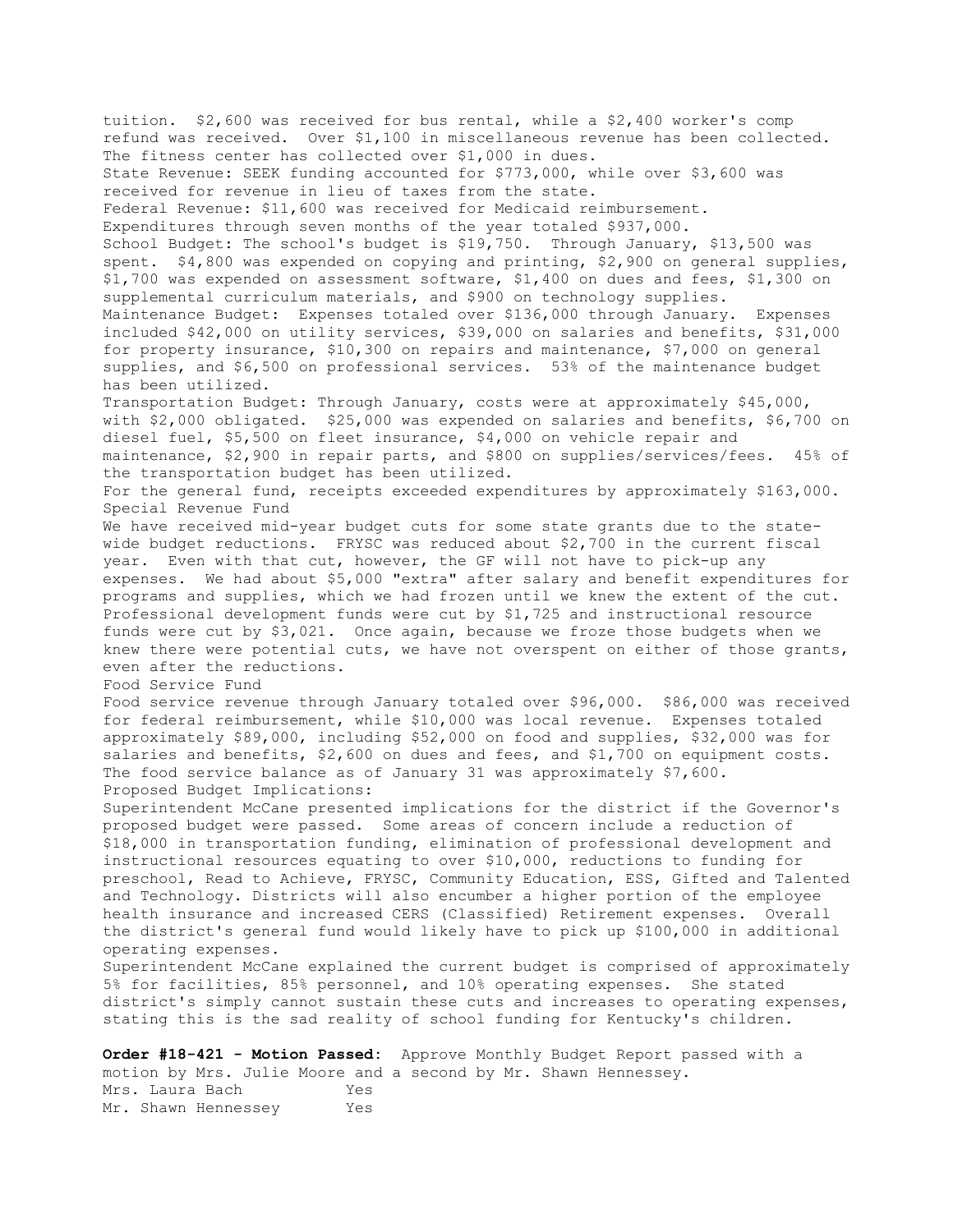tuition. $2,600 was received for bus rental, while a $2,400 worker's comp refund was received. Over $1,100 in miscellaneous revenue has been collected. The fitness center has collected over $1,000 in dues.

State Revenue: SEEK funding accounted for $773,000, while over $3,600 was received for revenue in lieu of taxes from the state.

Federal Revenue: $11,600 was received for Medicaid reimbursement.

Expenditures through seven months of the year totaled $937,000.

School Budget: The school's budget is $19,750. Through January, $13,500 was spent. $4,800 was expended on copying and printing, $2,900 on general supplies, $1,700 was expended on assessment software, $1,400 on dues and fees, $1,300 on supplemental curriculum materials, and $900 on technology supplies.

Maintenance Budget: Expenses totaled over $136,000 through January. Expenses included $42,000 on utility services, $39,000 on salaries and benefits, $31,000 for property insurance, $10,300 on repairs and maintenance, $7,000 on general supplies, and $6,500 on professional services. 53% of the maintenance budget has been utilized.

Transportation Budget: Through January, costs were at approximately $45,000, with $2,000 obligated. $25,000 was expended on salaries and benefits, $6,700 on diesel fuel, $5,500 on fleet insurance, $4,000 on vehicle repair and maintenance, $2,900 in repair parts, and $800 on supplies/services/fees. 45% of the transportation budget has been utilized.

For the general fund, receipts exceeded expenditures by approximately $163,000.

Special Revenue Fund

We have received mid-year budget cuts for some state grants due to the state-wide budget reductions. FRYSC was reduced about $2,700 in the current fiscal year. Even with that cut, however, the GF will not have to pick-up any expenses. We had about $5,000 "extra" after salary and benefit expenditures for programs and supplies, which we had frozen until we knew the extent of the cut. Professional development funds were cut by $1,725 and instructional resource funds were cut by $3,021. Once again, because we froze those budgets when we knew there were potential cuts, we have not overspent on either of those grants, even after the reductions.

Food Service Fund

Food service revenue through January totaled over $96,000. $86,000 was received for federal reimbursement, while $10,000 was local revenue. Expenses totaled approximately $89,000, including $52,000 on food and supplies, $32,000 was for salaries and benefits, $2,600 on dues and fees, and $1,700 on equipment costs. The food service balance as of January 31 was approximately $7,600.

Proposed Budget Implications:

Superintendent McCane presented implications for the district if the Governor's proposed budget were passed. Some areas of concern include a reduction of $18,000 in transportation funding, elimination of professional development and instructional resources equating to over $10,000, reductions to funding for preschool, Read to Achieve, FRYSC, Community Education, ESS, Gifted and Talented and Technology. Districts will also encumber a higher portion of the employee health insurance and increased CERS (Classified) Retirement expenses. Overall the district's general fund would likely have to pick up $100,000 in additional operating expenses.

Superintendent McCane explained the current budget is comprised of approximately 5% for facilities, 85% personnel, and 10% operating expenses. She stated district's simply cannot sustain these cuts and increases to operating expenses, stating this is the sad reality of school funding for Kentucky's children.

**Order #18-421 - Motion Passed:** Approve Monthly Budget Report passed with a motion by Mrs. Julie Moore and a second by Mr. Shawn Hennessey.

| | |
|---|---|
| Mrs. Laura Bach | Yes |
| Mr. Shawn Hennessey | Yes |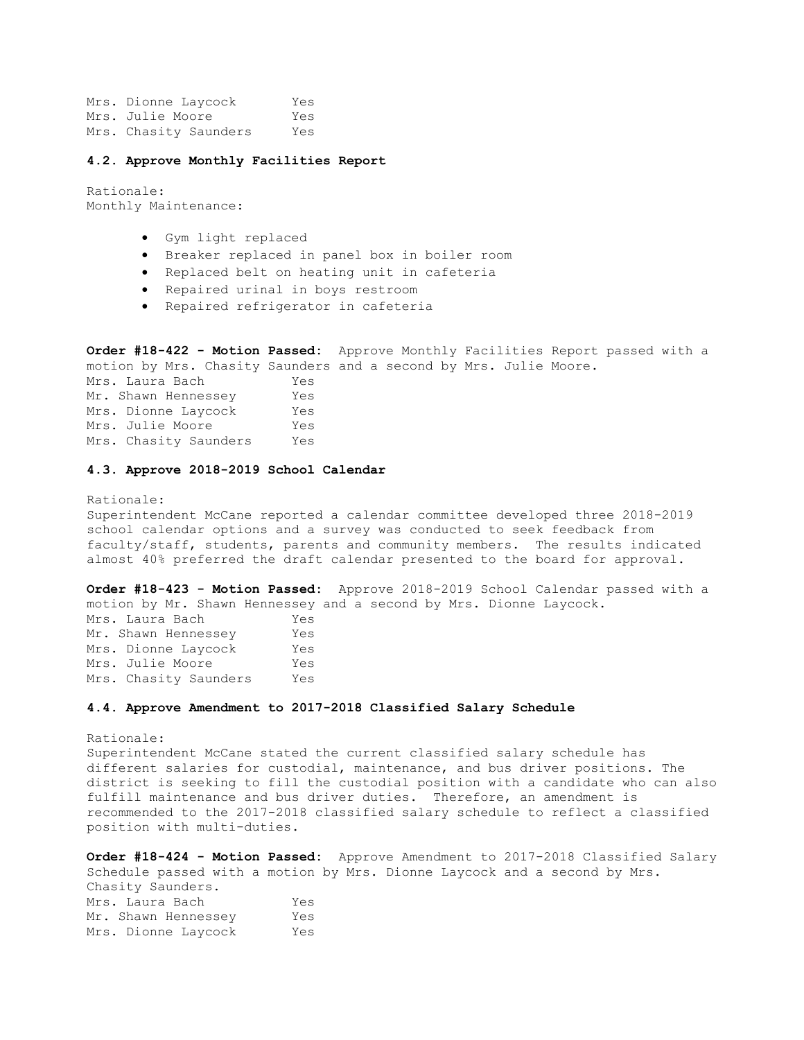Mrs. Dionne Laycock Yes
Mrs. Julie Moore Yes
Mrs. Chasity Saunders Yes

**4.2. Approve Monthly Facilities Report**

Rationale:
Monthly Maintenance:

- Gym light replaced
- Breaker replaced in panel box in boiler room
- Replaced belt on heating unit in cafeteria
- Repaired urinal in boys restroom
- Repaired refrigerator in cafeteria

**Order #18-422 - Motion Passed:** Approve Monthly Facilities Report passed with a motion by Mrs. Chasity Saunders and a second by Mrs. Julie Moore.
Mrs. Laura Bach Yes
Mr. Shawn Hennessey Yes
Mrs. Dionne Laycock Yes
Mrs. Julie Moore Yes
Mrs. Chasity Saunders Yes

**4.3. Approve 2018-2019 School Calendar**

Rationale:
Superintendent McCane reported a calendar committee developed three 2018-2019 school calendar options and a survey was conducted to seek feedback from faculty/staff, students, parents and community members. The results indicated almost 40% preferred the draft calendar presented to the board for approval.

**Order #18-423 - Motion Passed:** Approve 2018-2019 School Calendar passed with a motion by Mr. Shawn Hennessey and a second by Mrs. Dionne Laycock.
Mrs. Laura Bach Yes
Mr. Shawn Hennessey Yes
Mrs. Dionne Laycock Yes
Mrs. Julie Moore Yes
Mrs. Chasity Saunders Yes

**4.4. Approve Amendment to 2017-2018 Classified Salary Schedule**

Rationale:
Superintendent McCane stated the current classified salary schedule has different salaries for custodial, maintenance, and bus driver positions. The district is seeking to fill the custodial position with a candidate who can also fulfill maintenance and bus driver duties. Therefore, an amendment is recommended to the 2017-2018 classified salary schedule to reflect a classified position with multi-duties.

**Order #18-424 - Motion Passed:** Approve Amendment to 2017-2018 Classified Salary Schedule passed with a motion by Mrs. Dionne Laycock and a second by Mrs. Chasity Saunders.
Mrs. Laura Bach Yes
Mr. Shawn Hennessey Yes
Mrs. Dionne Laycock Yes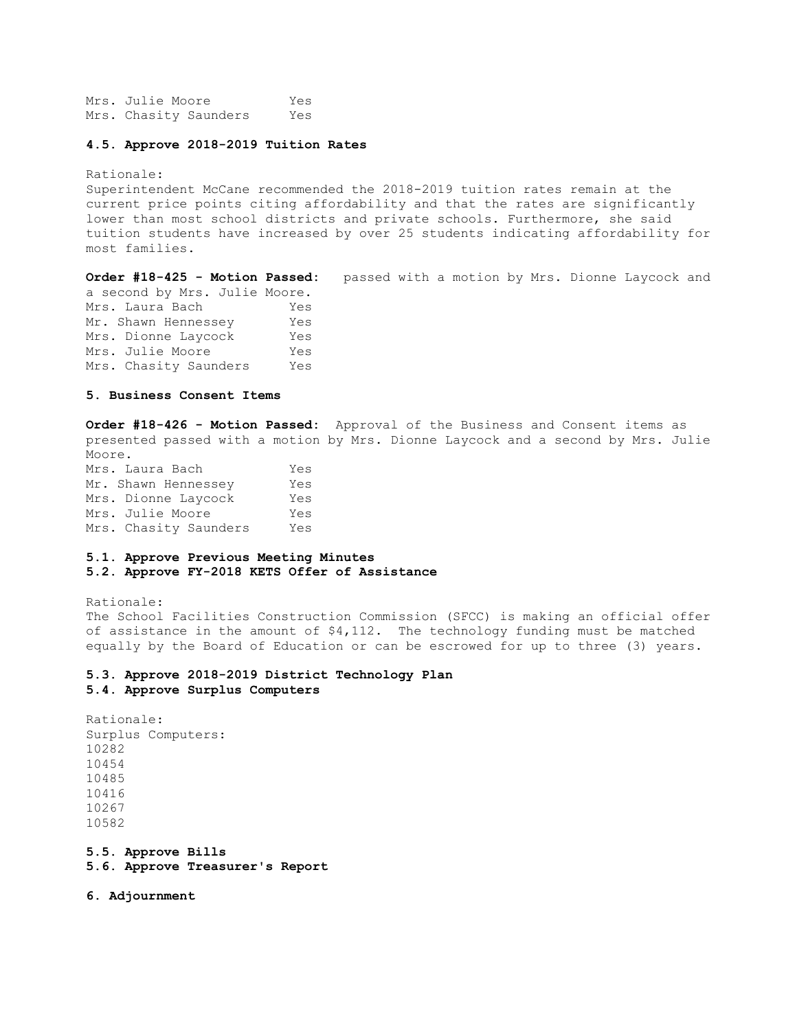Mrs. Julie Moore Yes
Mrs. Chasity Saunders Yes

**4.5. Approve 2018-2019 Tuition Rates**

Rationale:
Superintendent McCane recommended the 2018-2019 tuition rates remain at the current price points citing affordability and that the rates are significantly lower than most school districts and private schools. Furthermore, she said tuition students have increased by over 25 students indicating affordability for most families.

**Order #18-425 - Motion Passed:** passed with a motion by Mrs. Dionne Laycock and a second by Mrs. Julie Moore.
Mrs. Laura Bach Yes
Mr. Shawn Hennessey Yes
Mrs. Dionne Laycock Yes
Mrs. Julie Moore Yes
Mrs. Chasity Saunders Yes

**5. Business Consent Items**

**Order #18-426 - Motion Passed:** Approval of the Business and Consent items as presented passed with a motion by Mrs. Dionne Laycock and a second by Mrs. Julie Moore.
Mrs. Laura Bach Yes
Mr. Shawn Hennessey Yes
Mrs. Dionne Laycock Yes
Mrs. Julie Moore Yes
Mrs. Chasity Saunders Yes

**5.1. Approve Previous Meeting Minutes**
**5.2. Approve FY-2018 KETS Offer of Assistance**

Rationale:
The School Facilities Construction Commission (SFCC) is making an official offer of assistance in the amount of $4,112. The technology funding must be matched equally by the Board of Education or can be escrowed for up to three (3) years.

**5.3. Approve 2018-2019 District Technology Plan**
**5.4. Approve Surplus Computers**

Rationale:
Surplus Computers:
10282
10454
10485
10416
10267
10582

**5.5. Approve Bills**
**5.6. Approve Treasurer's Report**

**6. Adjournment**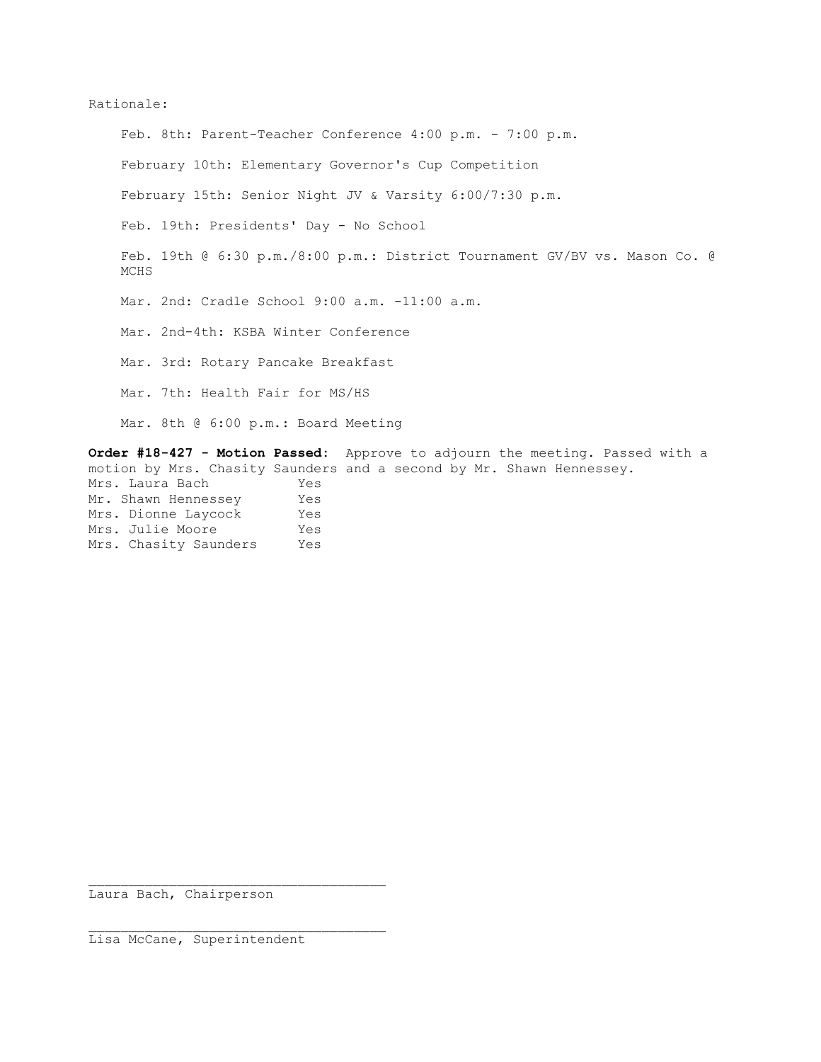Rationale:

Feb. 8th: Parent-Teacher Conference 4:00 p.m. - 7:00 p.m.

February 10th: Elementary Governor's Cup Competition

February 15th: Senior Night JV & Varsity 6:00/7:30 p.m.

Feb. 19th: Presidents' Day - No School

Feb. 19th @ 6:30 p.m./8:00 p.m.: District Tournament GV/BV vs. Mason Co. @ MCHS

Mar. 2nd: Cradle School 9:00 a.m. -11:00 a.m.

Mar. 2nd-4th: KSBA Winter Conference

Mar. 3rd: Rotary Pancake Breakfast

Mar. 7th: Health Fair for MS/HS

Mar. 8th @ 6:00 p.m.: Board Meeting

**Order #18-427 - Motion Passed:** Approve to adjourn the meeting. Passed with a motion by Mrs. Chasity Saunders and a second by Mr. Shawn Hennessey.

| | |
|---|---|
| Mrs. Laura Bach | Yes |
| Mr. Shawn Hennessey | Yes |
| Mrs. Dionne Laycock | Yes |
| Mrs. Julie Moore | Yes |
| Mrs. Chasity Saunders | Yes |

_____________________________________
Laura Bach, Chairperson

_____________________________________
Lisa McCane, Superintendent